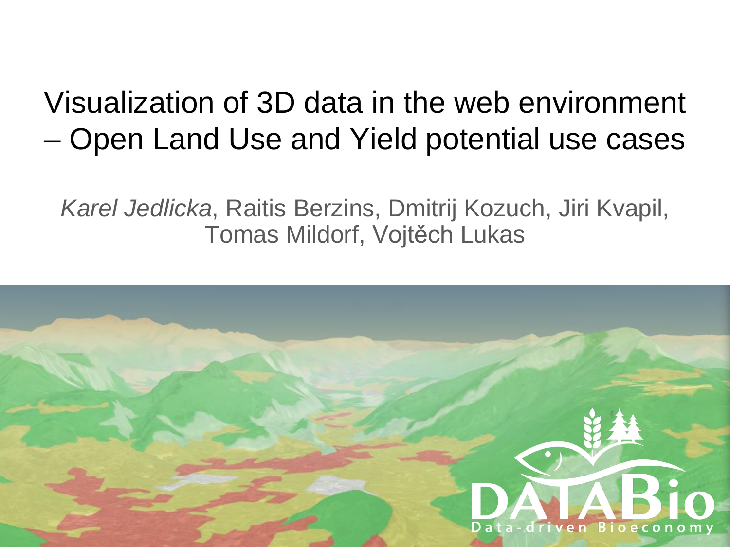# Visualization of 3D data in the web environment – Open Land Use and Yield potential use cases

*Karel Jedlicka*, Raitis Berzins, Dmitrij Kozuch, Jiri Kvapil, Tomas Mildorf, Vojtěch Lukas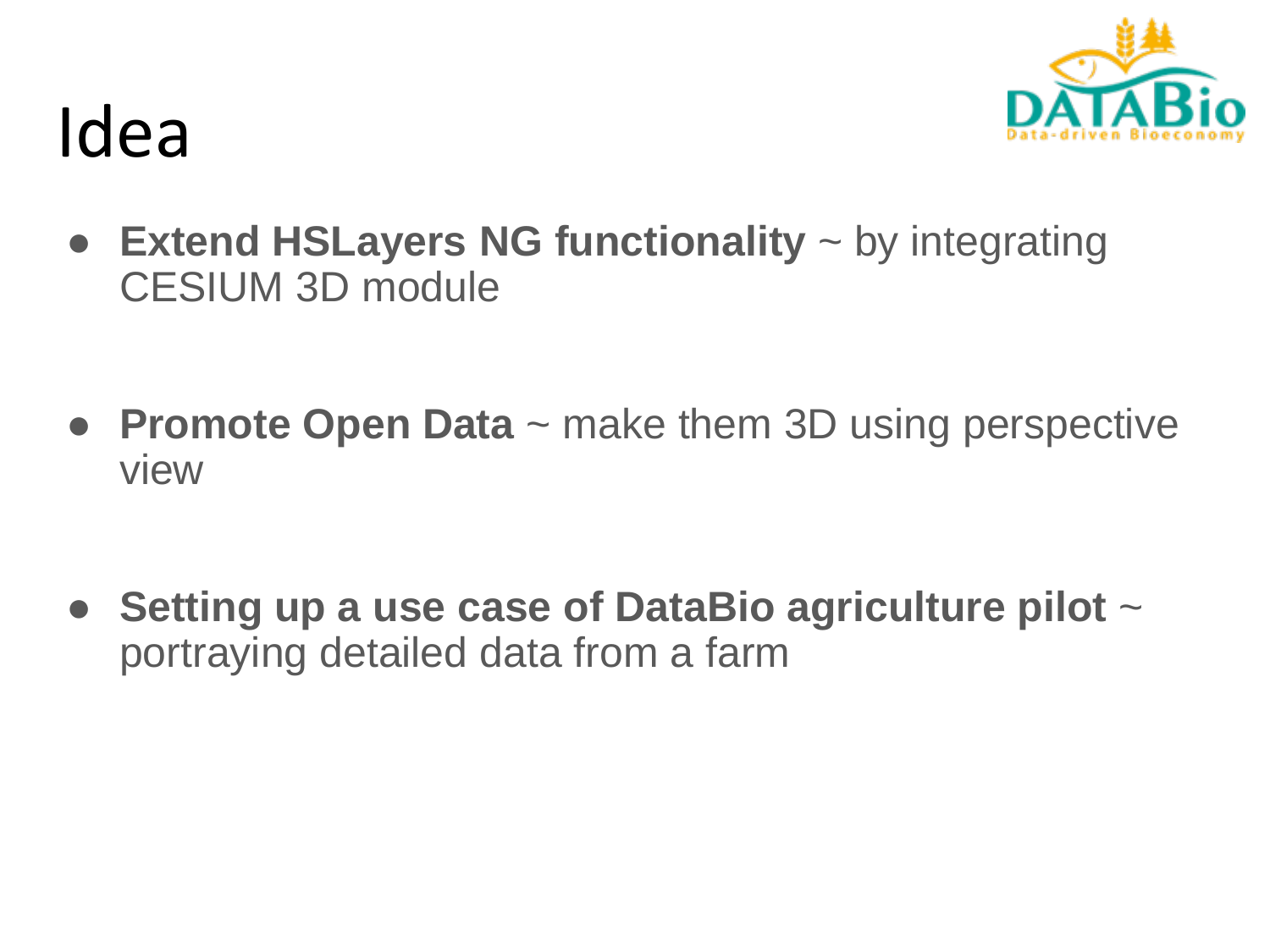# Idea

- **Extend HSLayers NG functionality** ~ by integrating CESIUM 3D module
- **Promote Open Data** ~ make them 3D using perspective view
- **Setting up a use case of DataBio agriculture pilot** ~ portraying detailed data from a farm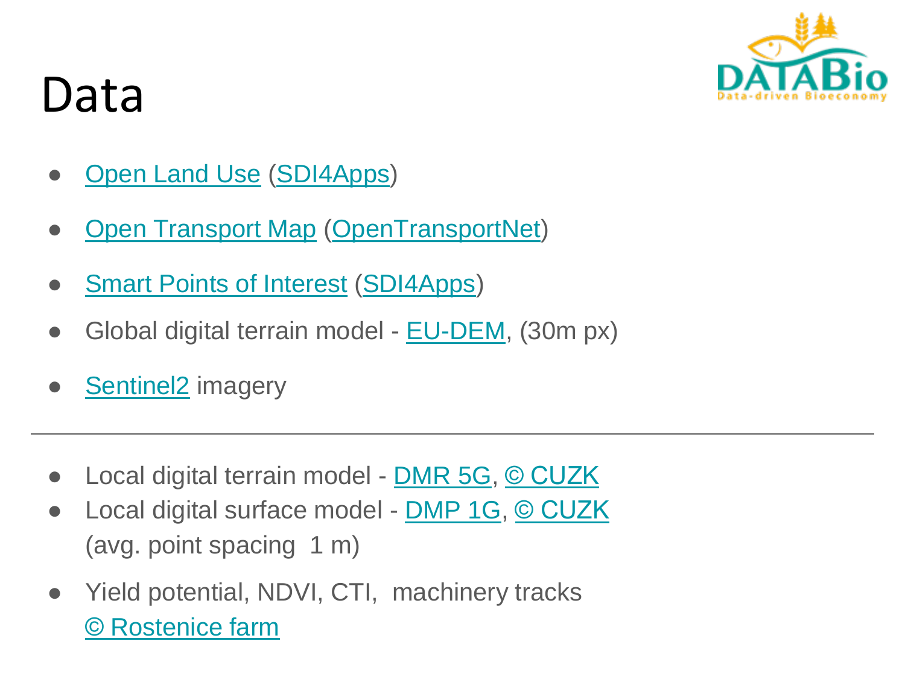# Data

- Open Land Use (SDI4Apps)
- Open Transport Map (OpenTransportNet)
- Smart Points of Interest (SDI4Apps)
- Global digital terrain model - EU-DEM, (30m px)
- Sentinel2 imagery

---

- Local digital terrain model - DMR 5G, © CUZK
- Local digital surface model - DMP 1G, © CUZK (avg. point spacing 1 m)
- Yield potential, NDVI, CTI, machinery tracks © Rostenice farm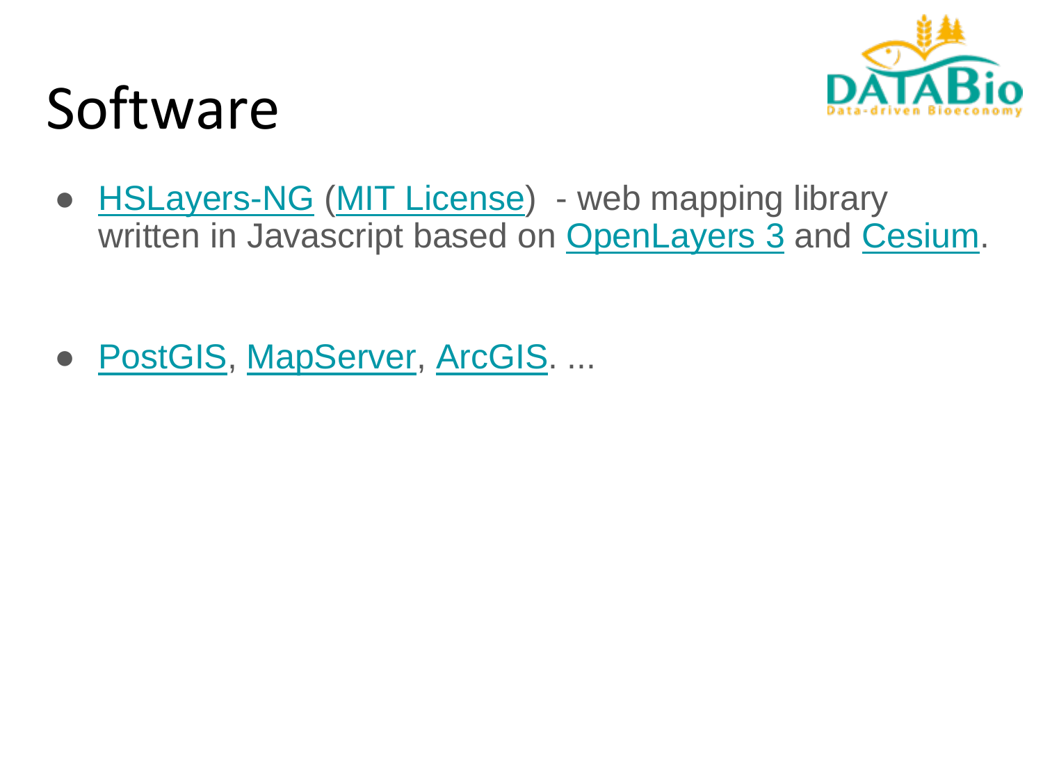# Software

- HSLayers-NG (MIT License) - web mapping library written in Javascript based on OpenLayers 3 and Cesium.

- PostGIS, MapServer, ArcGIS. ...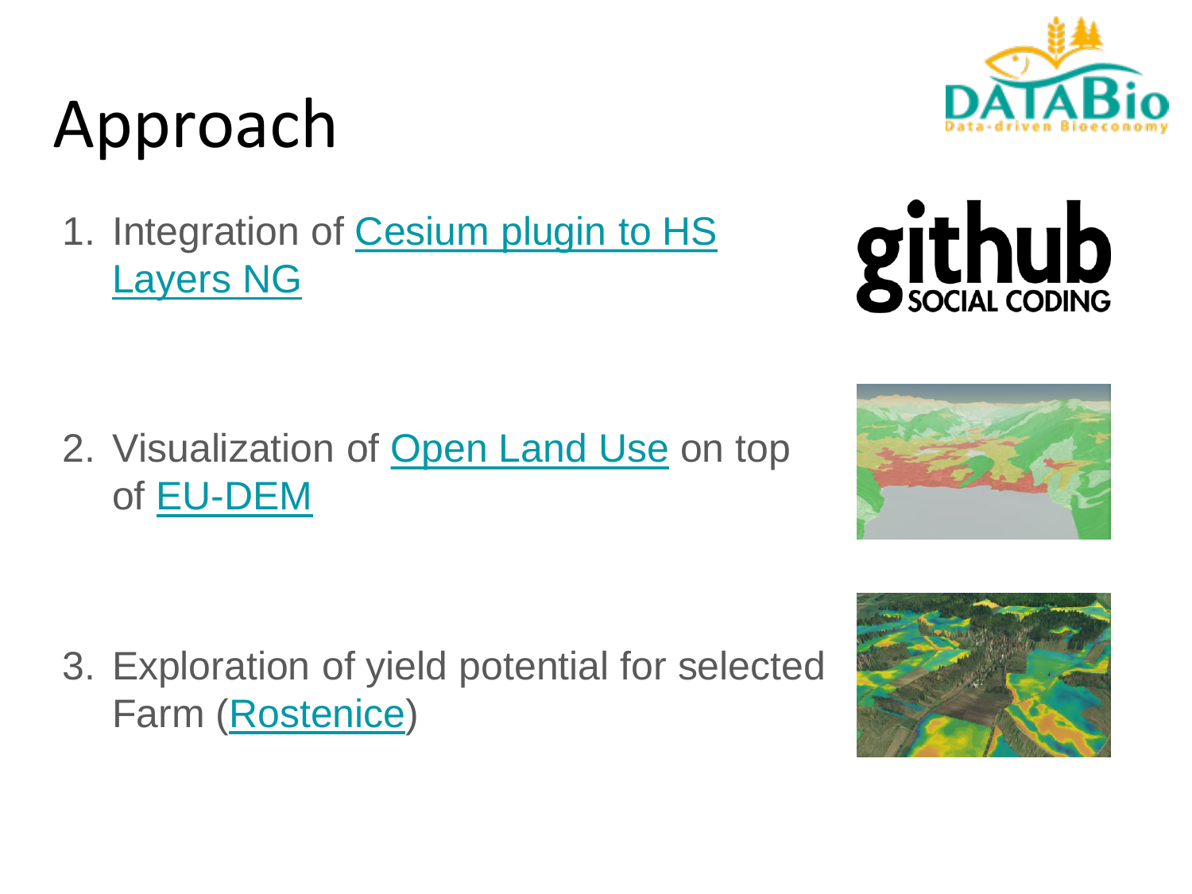# Approach

1. Integration of Cesium plugin to HS Layers NG

2. Visualization of Open Land Use on top of EU-DEM

3. Exploration of yield potential for selected Farm (Rostenice)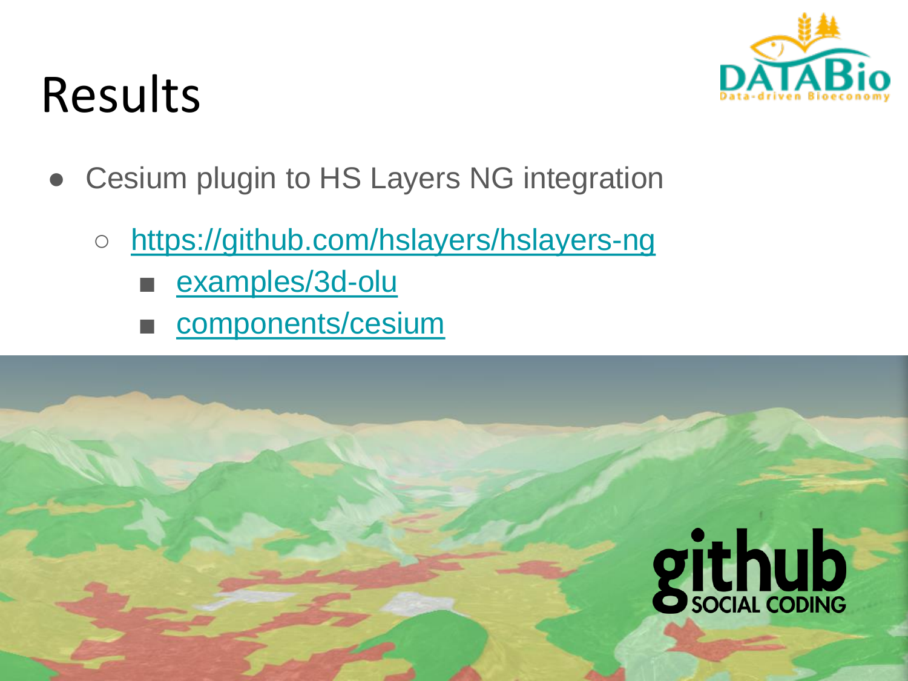# Results

- Cesium plugin to HS Layers NG integration
  - https://github.com/hslayers/hslayers-ng
    - examples/3d-olu
    - components/cesium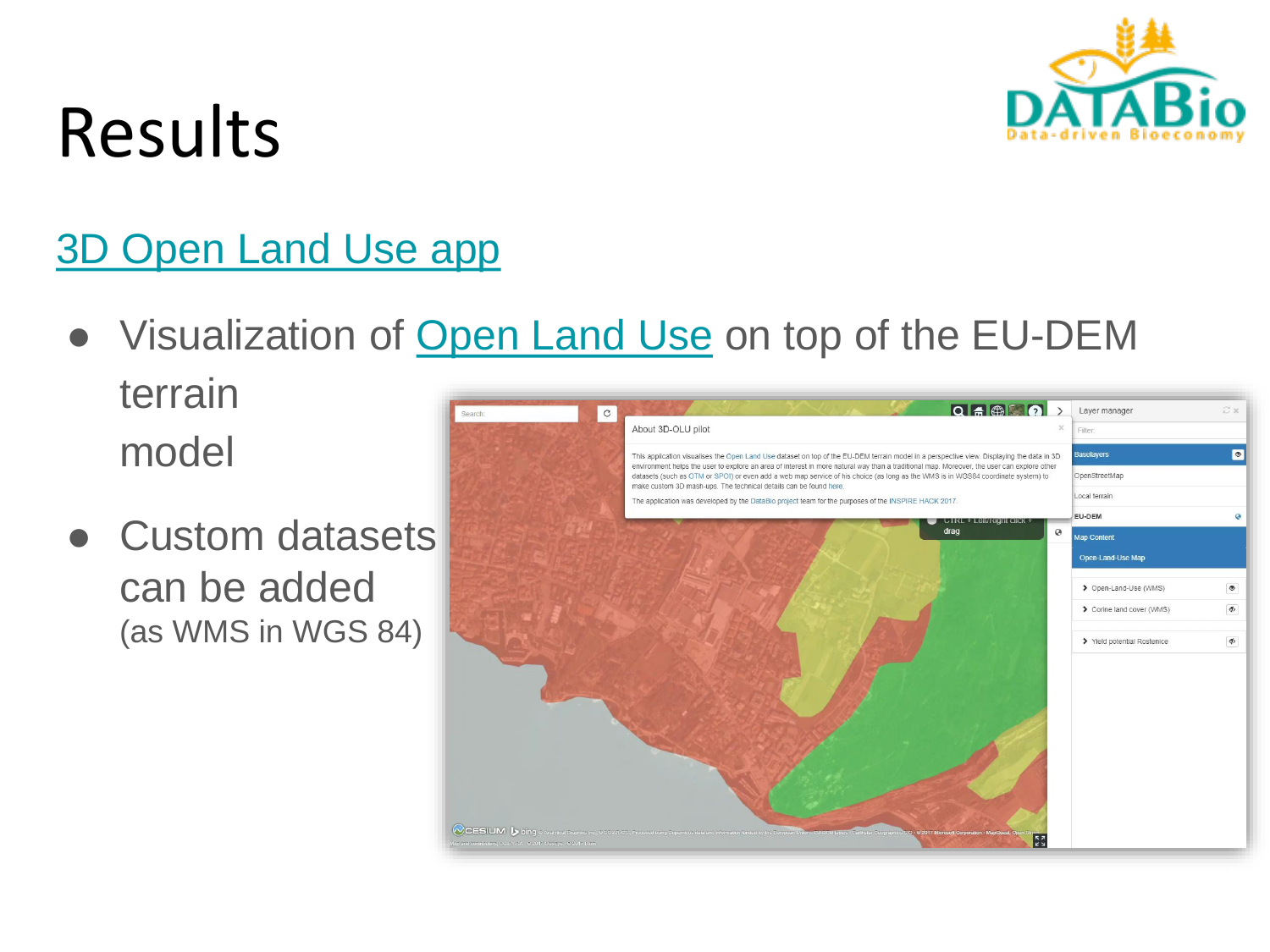# Results

3D Open Land Use app

- Visualization of Open Land Use on top of the EU-DEM terrain model
- Custom datasets can be added (as WMS in WGS 84)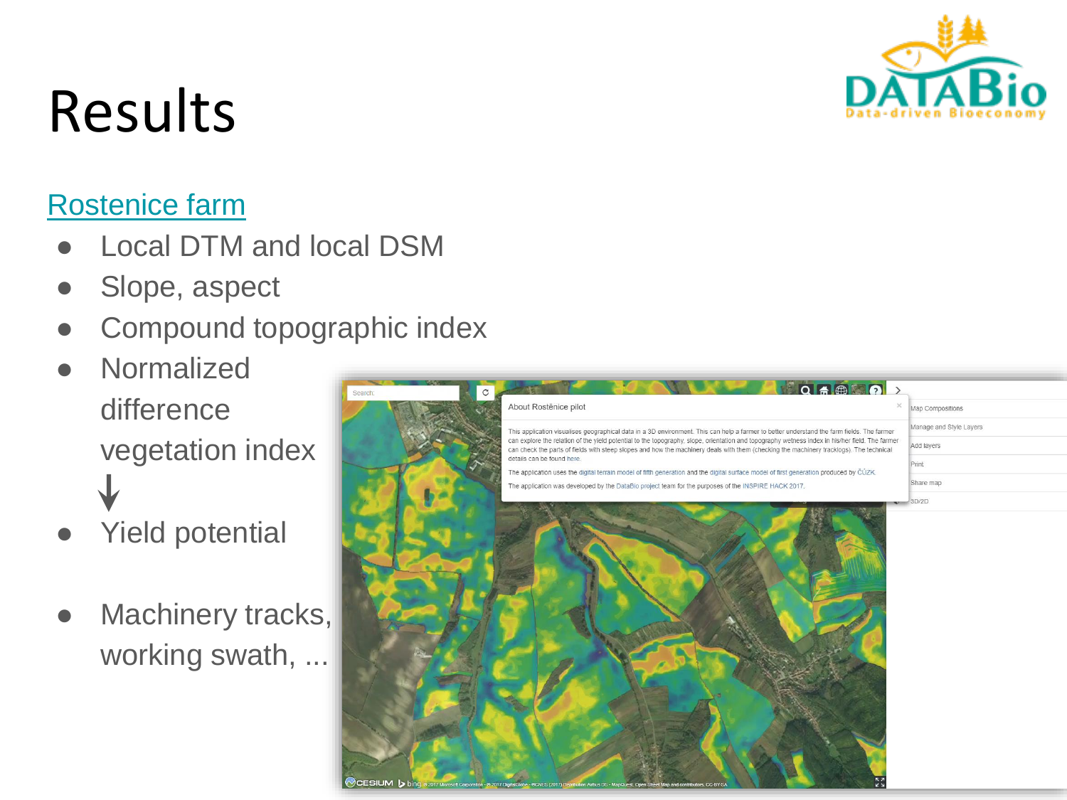# Results

Rostenice farm

- Local DTM and local DSM
- Slope, aspect
- Compound topographic index
- Normalized difference vegetation index

  ↓
- Yield potential
- Machinery tracks, working swath, ...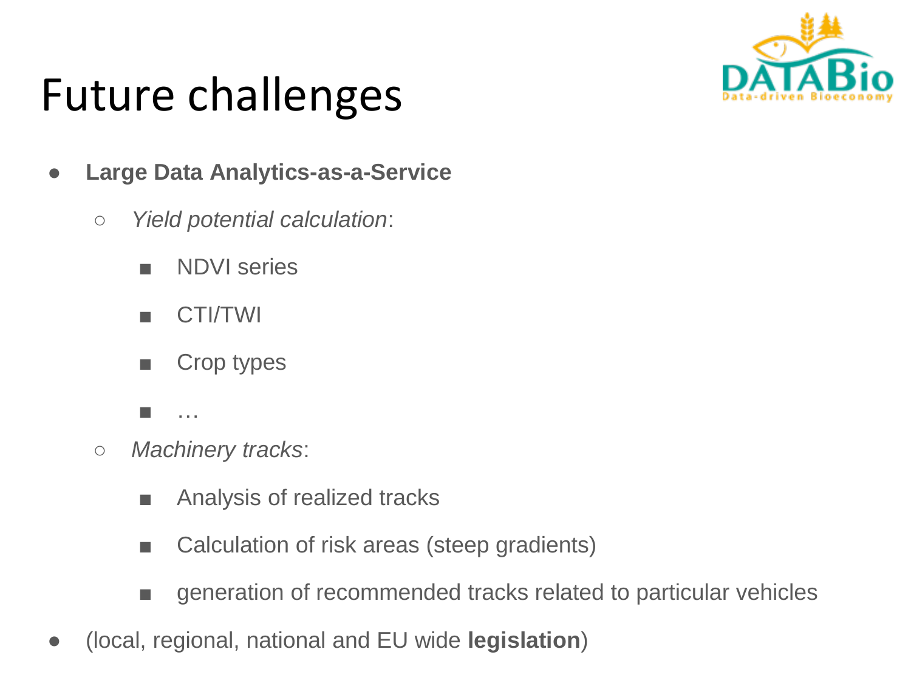# Future challenges

- **Large Data Analytics-as-a-Service**
  - *Yield potential calculation*:
    - NDVI series
    - CTI/TWI
    - Crop types
    - …
  - *Machinery tracks*:
    - Analysis of realized tracks
    - Calculation of risk areas (steep gradients)
    - generation of recommended tracks related to particular vehicles
- (local, regional, national and EU wide **legislation**)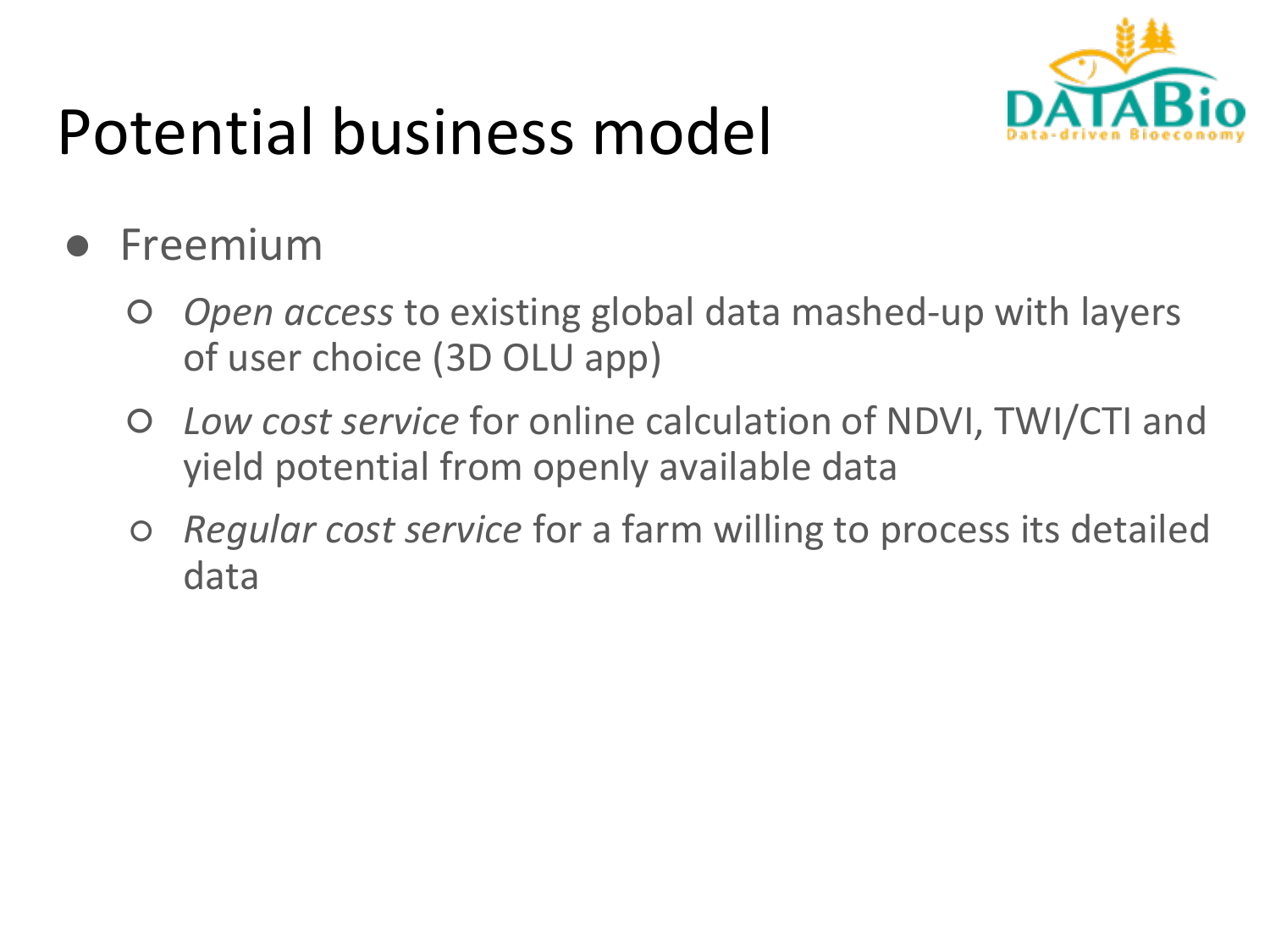# Potential business model

- Freemium
  - *Open access* to existing global data mashed-up with layers of user choice (3D OLU app)
  - *Low cost service* for online calculation of NDVI, TWI/CTI and yield potential from openly available data
  - *Regular cost service* for a farm willing to process its detailed data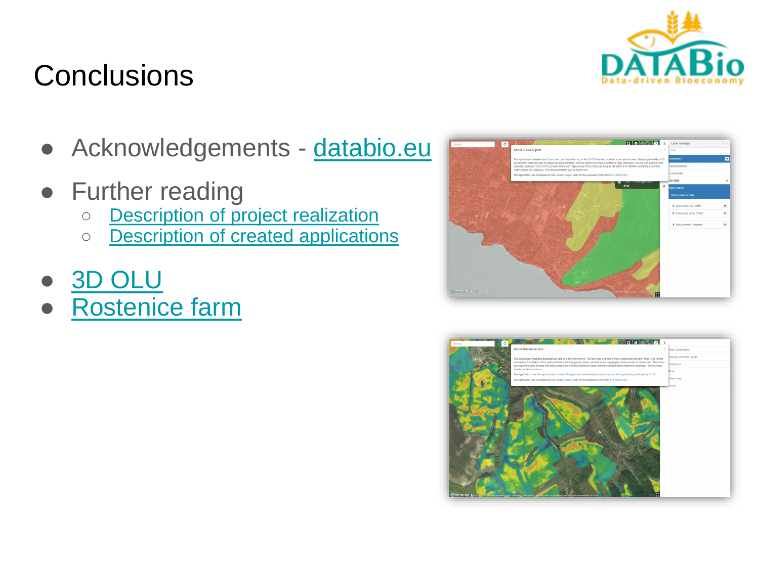# Conclusions

- Acknowledgements - databio.eu
- Further reading
  - Description of project realization
  - Description of created applications
- 3D OLU
- Rostenice farm